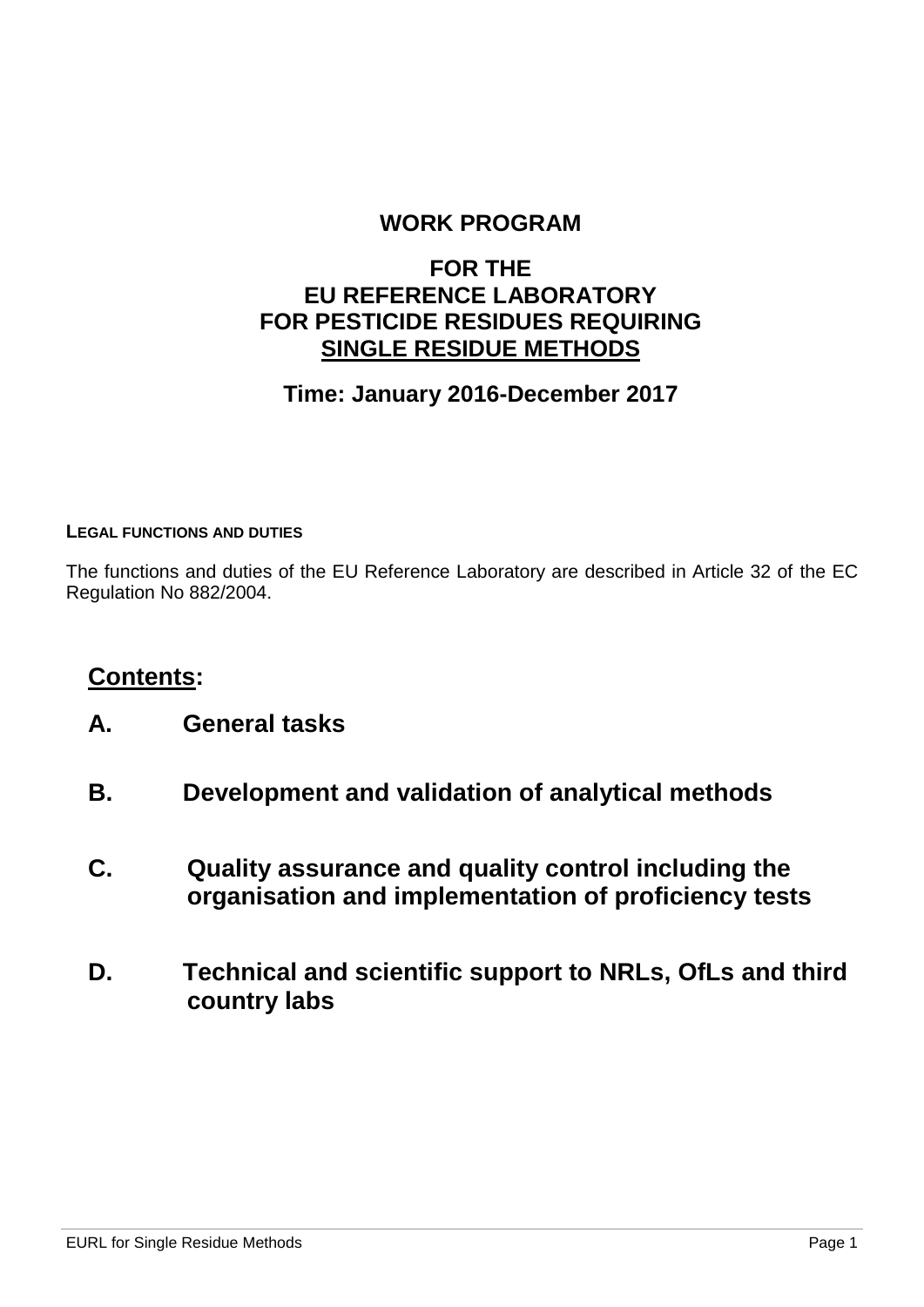# WORK PROGRAM

## FOR THE EU REFERENCE LABORATORY FOR PESTICIDE RESIDUES REQUIRING SINGLE RESIDUE METHODS

**Time: January 2016-December 2017**

**LEGAL FUNCTIONS AND DUTIES**

The functions and duties of the EU Reference Laboratory are described in Article 32 of the EC Regulation No 882/2004.

## Contents:

**A. General tasks**

**B. Development and validation of analytical methods**

**C. Quality assurance and quality control including the organisation and implementation of proficiency tests**

**D. Technical and scientific support to NRLs, OfLs and third country labs**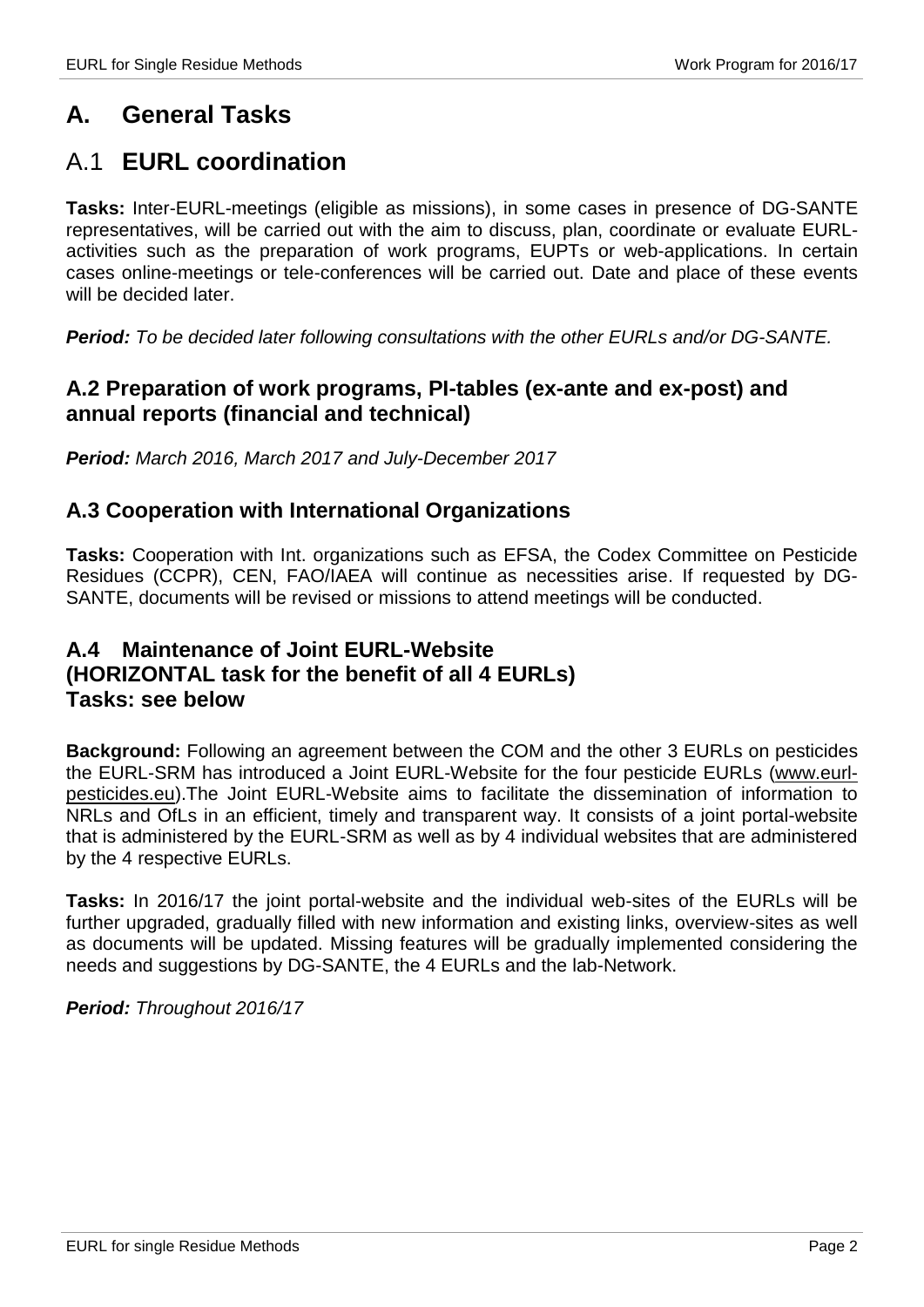# A. General Tasks

## A.1 **EURL coordination**

**Tasks:** Inter-EURL-meetings (eligible as missions), in some cases in presence of DG-SANTE representatives, will be carried out with the aim to discuss, plan, coordinate or evaluate EURL-activities such as the preparation of work programs, EUPTs or web-applications. In certain cases online-meetings or tele-conferences will be carried out. Date and place of these events will be decided later.

***Period:*** *To be decided later following consultations with the other EURLs and/or DG-SANTE.*

### A.2 Preparation of work programs, PI-tables (ex-ante and ex-post) and annual reports (financial and technical)

***Period:*** *March 2016, March 2017 and July-December 2017*

### A.3 Cooperation with International Organizations

**Tasks:** Cooperation with Int. organizations such as EFSA, the Codex Committee on Pesticide Residues (CCPR), CEN, FAO/IAEA will continue as necessities arise. If requested by DG-SANTE, documents will be revised or missions to attend meetings will be conducted.

### A.4 Maintenance of Joint EURL-Website (HORIZONTAL task for the benefit of all 4 EURLs) Tasks: see below

**Background:** Following an agreement between the COM and the other 3 EURLs on pesticides the EURL-SRM has introduced a Joint EURL-Website for the four pesticide EURLs (www.eurl-pesticides.eu).The Joint EURL-Website aims to facilitate the dissemination of information to NRLs and OfLs in an efficient, timely and transparent way. It consists of a joint portal-website that is administered by the EURL-SRM as well as by 4 individual websites that are administered by the 4 respective EURLs.

**Tasks:** In 2016/17 the joint portal-website and the individual web-sites of the EURLs will be further upgraded, gradually filled with new information and existing links, overview-sites as well as documents will be updated. Missing features will be gradually implemented considering the needs and suggestions by DG-SANTE, the 4 EURLs and the lab-Network.

***Period:*** *Throughout 2016/17*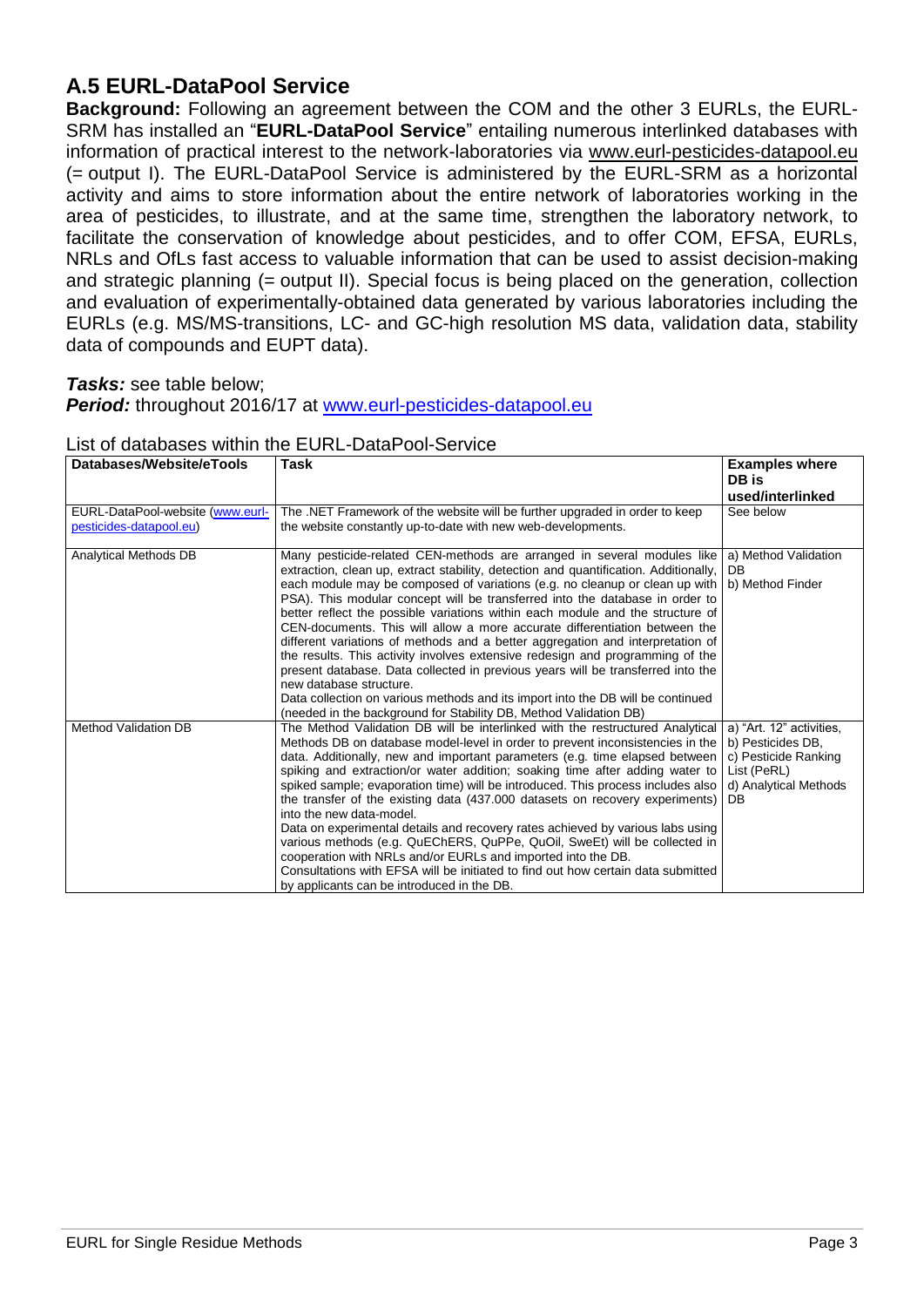## A.5 EURL-DataPool Service

**Background:** Following an agreement between the COM and the other 3 EURLs, the EURL-SRM has installed an "**EURL-DataPool Service**" entailing numerous interlinked databases with information of practical interest to the network-laboratories via www.eurl-pesticides-datapool.eu (= output I). The EURL-DataPool Service is administered by the EURL-SRM as a horizontal activity and aims to store information about the entire network of laboratories working in the area of pesticides, to illustrate, and at the same time, strengthen the laboratory network, to facilitate the conservation of knowledge about pesticides, and to offer COM, EFSA, EURLs, NRLs and OfLs fast access to valuable information that can be used to assist decision-making and strategic planning (= output II). Special focus is being placed on the generation, collection and evaluation of experimentally-obtained data generated by various laboratories including the EURLs (e.g. MS/MS-transitions, LC- and GC-high resolution MS data, validation data, stability data of compounds and EUPT data).

***Tasks:*** see table below;
***Period:*** throughout 2016/17 at www.eurl-pesticides-datapool.eu

List of databases within the EURL-DataPool-Service

| Databases/Website/eTools | Task | Examples where DB is used/interlinked |
|---|---|---|
| EURL-DataPool-website (www.eurl-pesticides-datapool.eu) | The .NET Framework of the website will be further upgraded in order to keep the website constantly up-to-date with new web-developments. | See below |
| Analytical Methods DB | Many pesticide-related CEN-methods are arranged in several modules like extraction, clean up, extract stability, detection and quantification. Additionally, each module may be composed of variations (e.g. no cleanup or clean up with PSA). This modular concept will be transferred into the database in order to better reflect the possible variations within each module and the structure of CEN-documents. This will allow a more accurate differentiation between the different variations of methods and a better aggregation and interpretation of the results. This activity involves extensive redesign and programming of the present database. Data collected in previous years will be transferred into the new database structure.<br>Data collection on various methods and its import into the DB will be continued (needed in the background for Stability DB, Method Validation DB) | a) Method Validation DB<br>b) Method Finder |
| Method Validation DB | The Method Validation DB will be interlinked with the restructured Analytical Methods DB on database model-level in order to prevent inconsistencies in the data. Additionally, new and important parameters (e.g. time elapsed between spiking and extraction/or water addition; soaking time after adding water to spiked sample; evaporation time) will be introduced. This process includes also the transfer of the existing data (437.000 datasets on recovery experiments) into the new data-model.<br>Data on experimental details and recovery rates achieved by various labs using various methods (e.g. QuEChERS, QuPPe, QuOil, SweEt) will be collected in cooperation with NRLs and/or EURLs and imported into the DB.<br>Consultations with EFSA will be initiated to find out how certain data submitted by applicants can be introduced in the DB. | a) "Art. 12" activities,<br>b) Pesticides DB,<br>c) Pesticide Ranking List (PeRL)<br>d) Analytical Methods DB |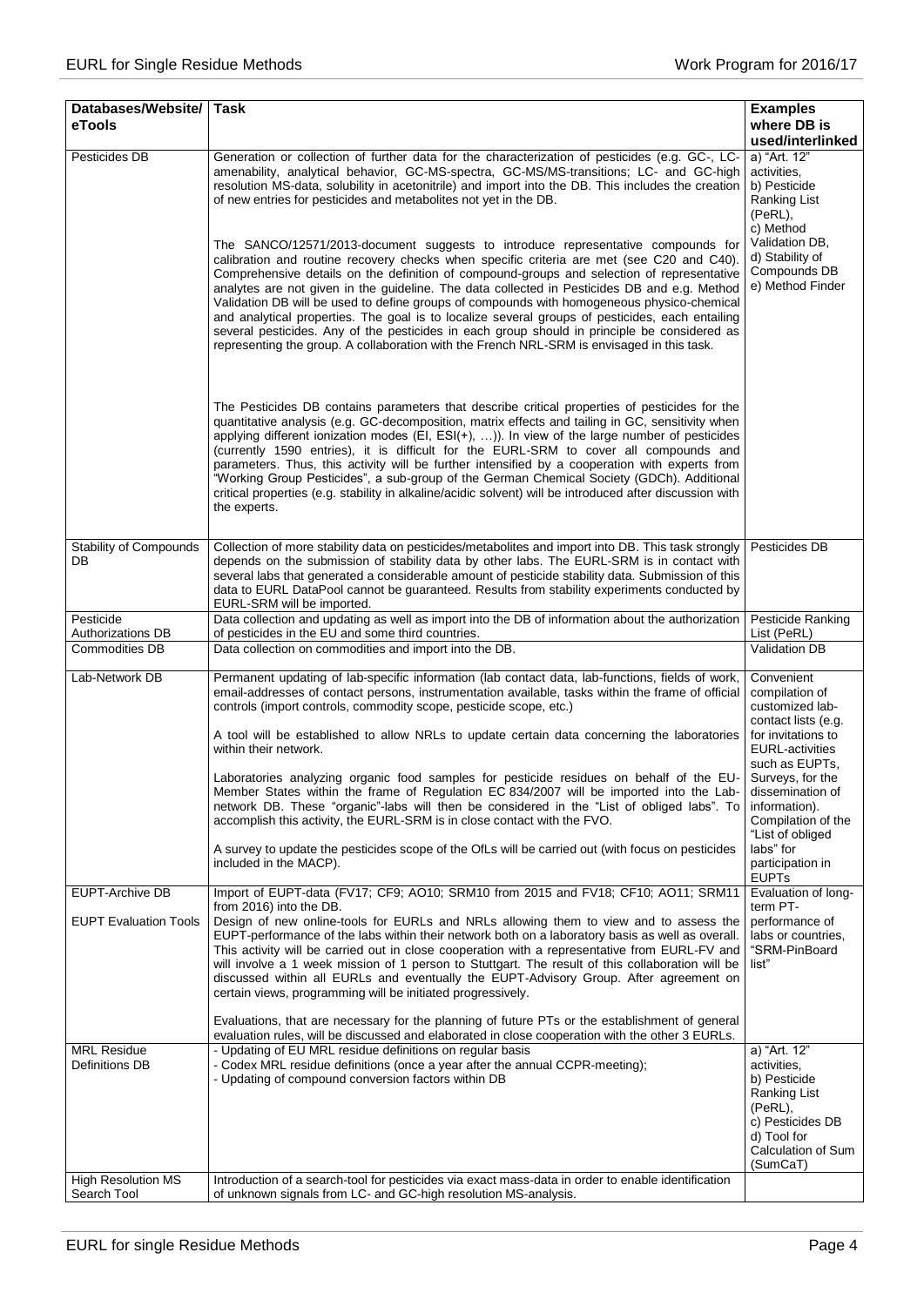| Databases/Website/ eTools | Task | Examples where DB is used/interlinked |
|---|---|---|
| Pesticides DB | Generation or collection of further data for the characterization of pesticides (e.g. GC-, LC-amenability, analytical behavior, GC-MS-spectra, GC-MS/MS-transitions; LC- and GC-high resolution MS-data, solubility in acetonitrile) and import into the DB. This includes the creation of new entries for pesticides and metabolites not yet in the DB.<br><br>The SANCO/12571/2013-document suggests to introduce representative compounds for calibration and routine recovery checks when specific criteria are met (see C20 and C40). Comprehensive details on the definition of compound-groups and selection of representative analytes are not given in the guideline. The data collected in Pesticides DB and e.g. Method Validation DB will be used to define groups of compounds with homogeneous physico-chemical and analytical properties. The goal is to localize several groups of pesticides, each entailing several pesticides. Any of the pesticides in each group should in principle be considered as representing the group. A collaboration with the French NRL-SRM is envisaged in this task.<br><br>The Pesticides DB contains parameters that describe critical properties of pesticides for the quantitative analysis (e.g. GC-decomposition, matrix effects and tailing in GC, sensitivity when applying different ionization modes (EI, ESI(+), …)). In view of the large number of pesticides (currently 1590 entries), it is difficult for the EURL-SRM to cover all compounds and parameters. Thus, this activity will be further intensified by a cooperation with experts from "Working Group Pesticides", a sub-group of the German Chemical Society (GDCh). Additional critical properties (e.g. stability in alkaline/acidic solvent) will be introduced after discussion with the experts. | a) "Art. 12" activities,<br>b) Pesticide Ranking List (PeRL),<br>c) Method Validation DB,<br>d) Stability of Compounds DB<br>e) Method Finder |
| Stability of Compounds DB | Collection of more stability data on pesticides/metabolites and import into DB. This task strongly depends on the submission of stability data by other labs. The EURL-SRM is in contact with several labs that generated a considerable amount of pesticide stability data. Submission of this data to EURL DataPool cannot be guaranteed. Results from stability experiments conducted by EURL-SRM will be imported. | Pesticides DB |
| Pesticide Authorizations DB | Data collection and updating as well as import into the DB of information about the authorization of pesticides in the EU and some third countries. | Pesticide Ranking List (PeRL) |
| Commodities DB | Data collection on commodities and import into the DB. | Validation DB |
| Lab-Network DB | Permanent updating of lab-specific information (lab contact data, lab-functions, fields of work, email-addresses of contact persons, instrumentation available, tasks within the frame of official controls (import controls, commodity scope, pesticide scope, etc.)<br><br>A tool will be established to allow NRLs to update certain data concerning the laboratories within their network.<br><br>Laboratories analyzing organic food samples for pesticide residues on behalf of the EU-Member States within the frame of Regulation EC 834/2007 will be imported into the Lab-network DB. These "organic"-labs will then be considered in the "List of obliged labs". To accomplish this activity, the EURL-SRM is in close contact with the FVO.<br><br>A survey to update the pesticides scope of the OfLs will be carried out (with focus on pesticides included in the MACP). | Convenient compilation of customized lab-contact lists (e.g. for invitations to EURL-activities such as EUPTs, Surveys, for the dissemination of information). Compilation of the "List of obliged labs" for participation in EUPTs |
| EUPT-Archive DB | Import of EUPT-data (FV17; CF9; AO10; SRM10 from 2015 and FV18; CF10; AO11; SRM11 from 2016) into the DB. | Evaluation of long-term PT-performance of labs or countries, "SRM-PinBoard list" |
| EUPT Evaluation Tools | Design of new online-tools for EURLs and NRLs allowing them to view and to assess the EUPT-performance of the labs within their network both on a laboratory basis as well as overall. This activity will be carried out in close cooperation with a representative from EURL-FV and will involve a 1 week mission of 1 person to Stuttgart. The result of this collaboration will be discussed within all EURLs and eventually the EUPT-Advisory Group. After agreement on certain views, programming will be initiated progressively.<br><br>Evaluations, that are necessary for the planning of future PTs or the establishment of general evaluation rules, will be discussed and elaborated in close cooperation with the other 3 EURLs. | |
| MRL Residue Definitions DB | - Updating of EU MRL residue definitions on regular basis<br>- Codex MRL residue definitions (once a year after the annual CCPR-meeting);<br>- Updating of compound conversion factors within DB | a) "Art. 12" activities,<br>b) Pesticide Ranking List (PeRL),<br>c) Pesticides DB<br>d) Tool for Calculation of Sum (SumCaT) |
| High Resolution MS Search Tool | Introduction of a search-tool for pesticides via exact mass-data in order to enable identification of unknown signals from LC- and GC-high resolution MS-analysis. | |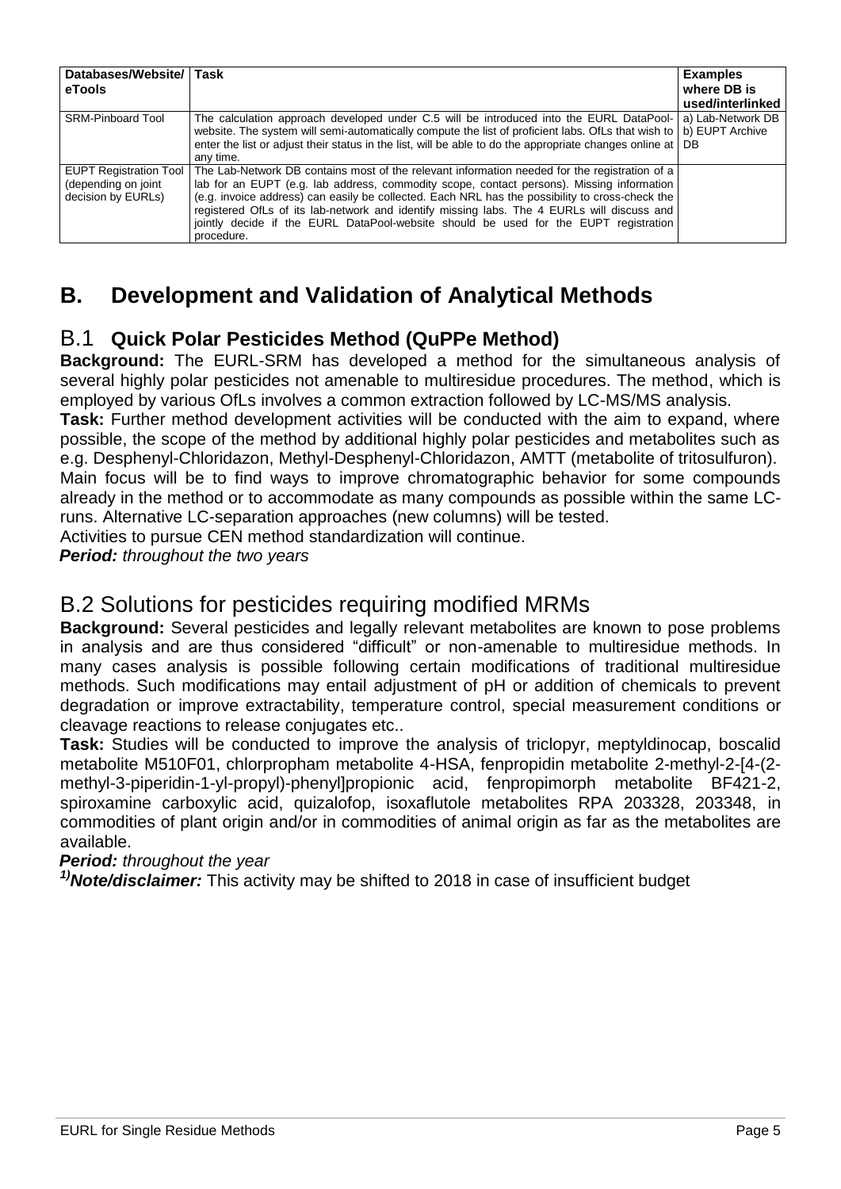| Databases/Website/ eTools | Task | Examples where DB is used/interlinked |
|---|---|---|
| SRM-Pinboard Tool | The calculation approach developed under C.5 will be introduced into the EURL DataPool-website. The system will semi-automatically compute the list of proficient labs. OfLs that wish to enter the list or adjust their status in the list, will be able to do the appropriate changes online at any time. | a) Lab-Network DB b) EUPT Archive DB |
| EUPT Registration Tool (depending on joint decision by EURLs) | The Lab-Network DB contains most of the relevant information needed for the registration of a lab for an EUPT (e.g. lab address, commodity scope, contact persons). Missing information (e.g. invoice address) can easily be collected. Each NRL has the possibility to cross-check the registered OfLs of its lab-network and identify missing labs. The 4 EURLs will discuss and jointly decide if the EURL DataPool-website should be used for the EUPT registration procedure. | |

# B. Development and Validation of Analytical Methods

## B.1 Quick Polar Pesticides Method (QuPPe Method)

**Background:** The EURL-SRM has developed a method for the simultaneous analysis of several highly polar pesticides not amenable to multiresidue procedures. The method, which is employed by various OfLs involves a common extraction followed by LC-MS/MS analysis.

**Task:** Further method development activities will be conducted with the aim to expand, where possible, the scope of the method by additional highly polar pesticides and metabolites such as e.g. Desphenyl-Chloridazon, Methyl-Desphenyl-Chloridazon, AMTT (metabolite of tritosulfuron). Main focus will be to find ways to improve chromatographic behavior for some compounds already in the method or to accommodate as many compounds as possible within the same LC-runs. Alternative LC-separation approaches (new columns) will be tested.

Activities to pursue CEN method standardization will continue.

***Period:*** *throughout the two years*

## B.2 Solutions for pesticides requiring modified MRMs

**Background:** Several pesticides and legally relevant metabolites are known to pose problems in analysis and are thus considered "difficult" or non-amenable to multiresidue methods. In many cases analysis is possible following certain modifications of traditional multiresidue methods. Such modifications may entail adjustment of pH or addition of chemicals to prevent degradation or improve extractability, temperature control, special measurement conditions or cleavage reactions to release conjugates etc..

**Task:** Studies will be conducted to improve the analysis of triclopyr, meptyldinocap, boscalid metabolite M510F01, chlorpropham metabolite 4-HSA, fenpropidin metabolite 2-methyl-2-[4-(2-methyl-3-piperidin-1-yl-propyl)-phenyl]propionic acid, fenpropimorph metabolite BF421-2, spiroxamine carboxylic acid, quizalofop, isoxaflutole metabolites RPA 203328, 203348, in commodities of plant origin and/or in commodities of animal origin as far as the metabolites are available.

***Period:*** *throughout the year*

***[1)] Note/disclaimer:*** This activity may be shifted to 2018 in case of insufficient budget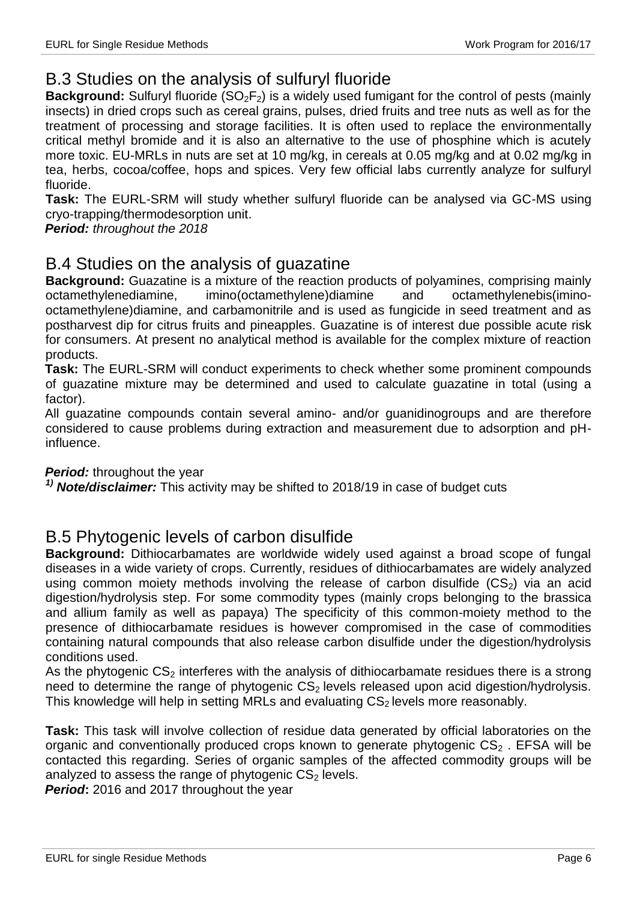## B.3 Studies on the analysis of sulfuryl fluoride

**Background:** Sulfuryl fluoride ($SO_2F_2$) is a widely used fumigant for the control of pests (mainly insects) in dried crops such as cereal grains, pulses, dried fruits and tree nuts as well as for the treatment of processing and storage facilities. It is often used to replace the environmentally critical methyl bromide and it is also an alternative to the use of phosphine which is acutely more toxic. EU-MRLs in nuts are set at 10 mg/kg, in cereals at 0.05 mg/kg and at 0.02 mg/kg in tea, herbs, cocoa/coffee, hops and spices. Very few official labs currently analyze for sulfuryl fluoride.

**Task:** The EURL-SRM will study whether sulfuryl fluoride can be analysed via GC-MS using cryo-trapping/thermodesorption unit.

***Period:*** *throughout the 2018*

## B.4 Studies on the analysis of guazatine

**Background:** Guazatine is a mixture of the reaction products of polyamines, comprising mainly octamethylenediamine, imino(octamethylene)diamine and octamethylenebis(imino-octamethylene)diamine, and carbamonitrile and is used as fungicide in seed treatment and as postharvest dip for citrus fruits and pineapples. Guazatine is of interest due possible acute risk for consumers. At present no analytical method is available for the complex mixture of reaction products.

**Task:** The EURL-SRM will conduct experiments to check whether some prominent compounds of guazatine mixture may be determined and used to calculate guazatine in total (using a factor).

All guazatine compounds contain several amino- and/or guanidinogroups and are therefore considered to cause problems during extraction and measurement due to adsorption and pH-influence.

***Period:*** throughout the year

[1)] ***Note/disclaimer:*** This activity may be shifted to 2018/19 in case of budget cuts

## B.5 Phytogenic levels of carbon disulfide

**Background:** Dithiocarbamates are worldwide widely used against a broad scope of fungal diseases in a wide variety of crops. Currently, residues of dithiocarbamates are widely analyzed using common moiety methods involving the release of carbon disulfide ($CS_2$) via an acid digestion/hydrolysis step. For some commodity types (mainly crops belonging to the brassica and allium family as well as papaya) The specificity of this common-moiety method to the presence of dithiocarbamate residues is however compromised in the case of commodities containing natural compounds that also release carbon disulfide under the digestion/hydrolysis conditions used.

As the phytogenic $CS_2$ interferes with the analysis of dithiocarbamate residues there is a strong need to determine the range of phytogenic $CS_2$ levels released upon acid digestion/hydrolysis. This knowledge will help in setting MRLs and evaluating $CS_2$ levels more reasonably.

**Task:** This task will involve collection of residue data generated by official laboratories on the organic and conventionally produced crops known to generate phytogenic $CS_2$ . EFSA will be contacted this regarding. Series of organic samples of the affected commodity groups will be analyzed to assess the range of phytogenic $CS_2$ levels.

***Period*****:** 2016 and 2017 throughout the year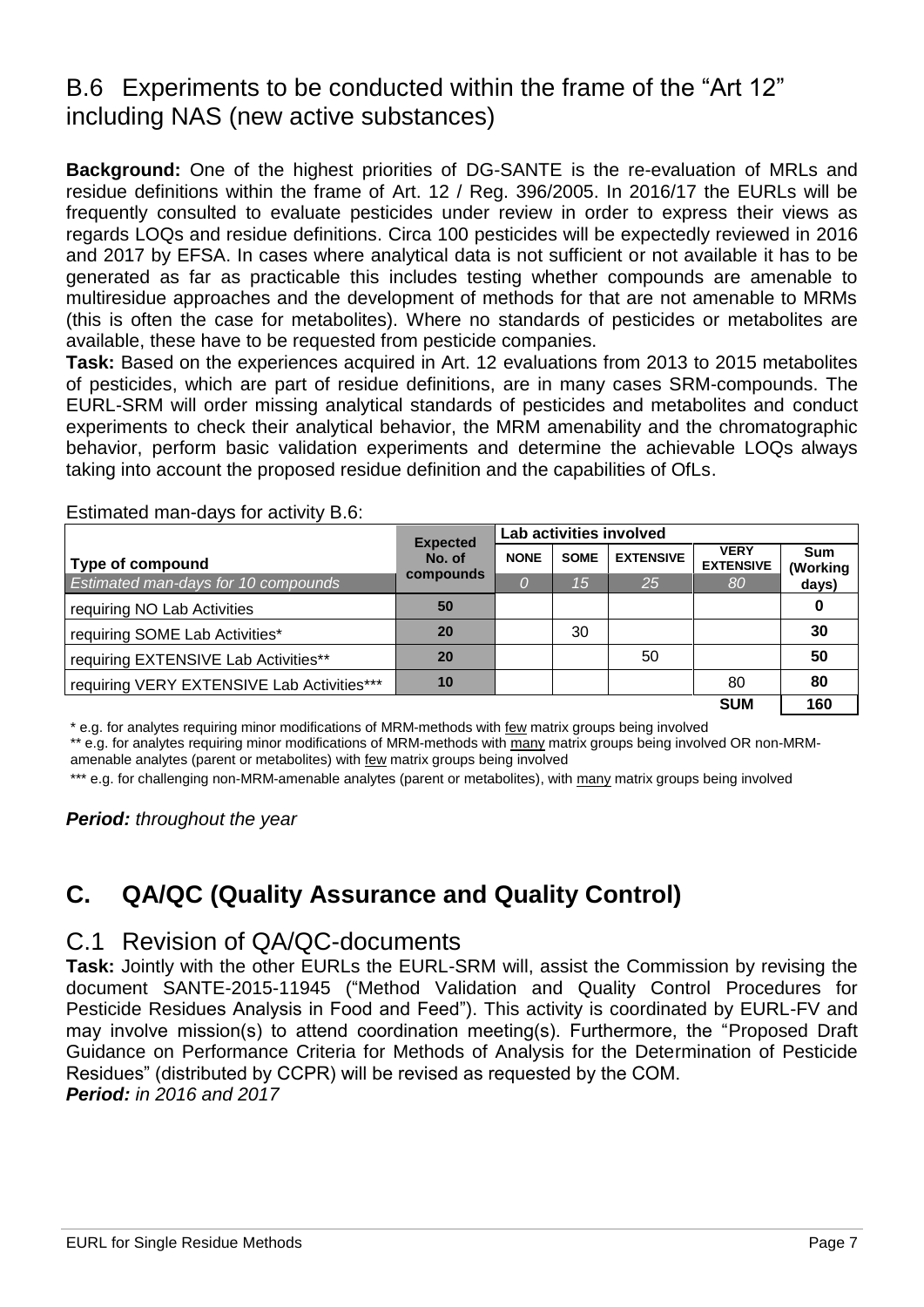## B.6 Experiments to be conducted within the frame of the “Art 12” including NAS (new active substances)

**Background:** One of the highest priorities of DG-SANTE is the re-evaluation of MRLs and residue definitions within the frame of Art. 12 / Reg. 396/2005. In 2016/17 the EURLs will be frequently consulted to evaluate pesticides under review in order to express their views as regards LOQs and residue definitions. Circa 100 pesticides will be expectedly reviewed in 2016 and 2017 by EFSA. In cases where analytical data is not sufficient or not available it has to be generated as far as practicable this includes testing whether compounds are amenable to multiresidue approaches and the development of methods for that are not amenable to MRMs (this is often the case for metabolites). Where no standards of pesticides or metabolites are available, these have to be requested from pesticide companies.

**Task:** Based on the experiences acquired in Art. 12 evaluations from 2013 to 2015 metabolites of pesticides, which are part of residue definitions, are in many cases SRM-compounds. The EURL-SRM will order missing analytical standards of pesticides and metabolites and conduct experiments to check their analytical behavior, the MRM amenability and the chromatographic behavior, perform basic validation experiments and determine the achievable LOQs always taking into account the proposed residue definition and the capabilities of OfLs.

Estimated man-days for activity B.6:

| Type of compound | Expected No. of compounds | Lab activities involved | | | | Sum (Working days) |
|---|---|---|---|---|---|---|
| | | NONE | SOME | EXTENSIVE | VERY EXTENSIVE | |
| *Estimated man-days for 10 compounds* | | *0* | *15* | *25* | *80* | |
| requiring NO Lab Activities | **50** | | | | | **0** |
| requiring SOME Lab Activities* | **20** | | 30 | | | **30** |
| requiring EXTENSIVE Lab Activities** | **20** | | | 50 | | **50** |
| requiring VERY EXTENSIVE Lab Activities*** | **10** | | | | 80 | **80** |
| | | | | | **SUM** | **160** |

\* e.g. for analytes requiring minor modifications of MRM-methods with few matrix groups being involved

\** e.g. for analytes requiring minor modifications of MRM-methods with many matrix groups being involved OR non-MRM-amenable analytes (parent or metabolites) with few matrix groups being involved

\*** e.g. for challenging non-MRM-amenable analytes (parent or metabolites), with many matrix groups being involved

***Period:** throughout the year*

# C. QA/QC (Quality Assurance and Quality Control)

## C.1 Revision of QA/QC-documents

**Task:** Jointly with the other EURLs the EURL-SRM will, assist the Commission by revising the document SANTE-2015-11945 (“Method Validation and Quality Control Procedures for Pesticide Residues Analysis in Food and Feed”). This activity is coordinated by EURL-FV and may involve mission(s) to attend coordination meeting(s). Furthermore, the “Proposed Draft Guidance on Performance Criteria for Methods of Analysis for the Determination of Pesticide Residues” (distributed by CCPR) will be revised as requested by the COM.

***Period:** in 2016 and 2017*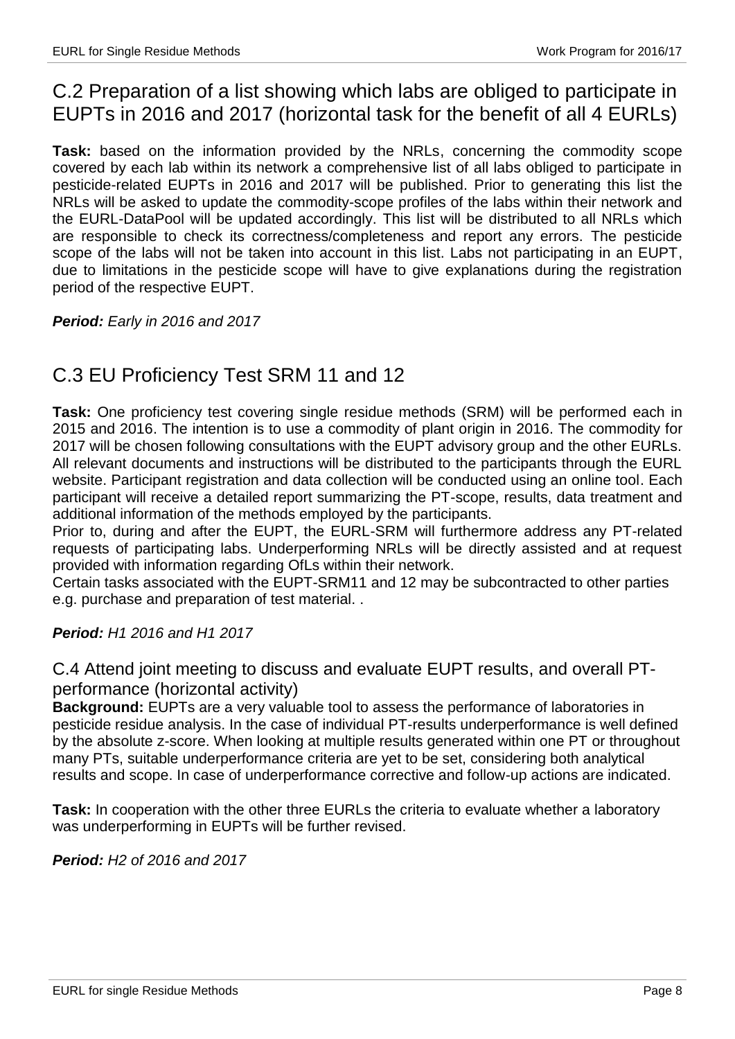## C.2 Preparation of a list showing which labs are obliged to participate in EUPTs in 2016 and 2017 (horizontal task for the benefit of all 4 EURLs)

**Task:** based on the information provided by the NRLs, concerning the commodity scope covered by each lab within its network a comprehensive list of all labs obliged to participate in pesticide-related EUPTs in 2016 and 2017 will be published. Prior to generating this list the NRLs will be asked to update the commodity-scope profiles of the labs within their network and the EURL-DataPool will be updated accordingly. This list will be distributed to all NRLs which are responsible to check its correctness/completeness and report any errors. The pesticide scope of the labs will not be taken into account in this list. Labs not participating in an EUPT, due to limitations in the pesticide scope will have to give explanations during the registration period of the respective EUPT.

***Period:*** *Early in 2016 and 2017*

## C.3 EU Proficiency Test SRM 11 and 12

**Task:** One proficiency test covering single residue methods (SRM) will be performed each in 2015 and 2016. The intention is to use a commodity of plant origin in 2016. The commodity for 2017 will be chosen following consultations with the EUPT advisory group and the other EURLs. All relevant documents and instructions will be distributed to the participants through the EURL website. Participant registration and data collection will be conducted using an online tool. Each participant will receive a detailed report summarizing the PT-scope, results, data treatment and additional information of the methods employed by the participants.
Prior to, during and after the EUPT, the EURL-SRM will furthermore address any PT-related requests of participating labs. Underperforming NRLs will be directly assisted and at request provided with information regarding OfLs within their network.
Certain tasks associated with the EUPT-SRM11 and 12 may be subcontracted to other parties e.g. purchase and preparation of test material. .

***Period:*** *H1 2016 and H1 2017*

### C.4 Attend joint meeting to discuss and evaluate EUPT results, and overall PT-performance (horizontal activity)

**Background:** EUPTs are a very valuable tool to assess the performance of laboratories in pesticide residue analysis. In the case of individual PT-results underperformance is well defined by the absolute z-score. When looking at multiple results generated within one PT or throughout many PTs, suitable underperformance criteria are yet to be set, considering both analytical results and scope. In case of underperformance corrective and follow-up actions are indicated.

**Task:** In cooperation with the other three EURLs the criteria to evaluate whether a laboratory was underperforming in EUPTs will be further revised.

***Period:*** *H2 of 2016 and 2017*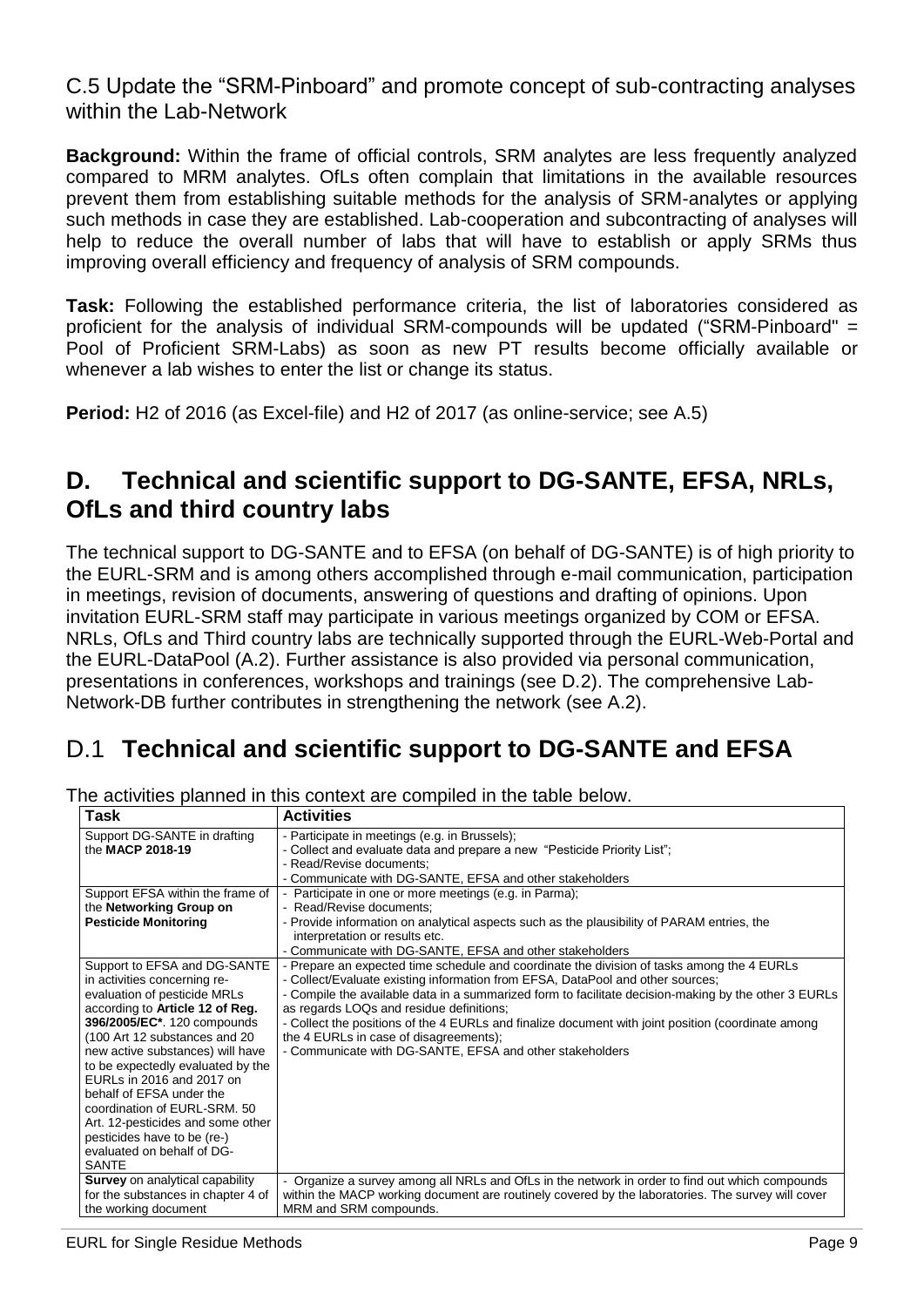## C.5 Update the "SRM-Pinboard" and promote concept of sub-contracting analyses within the Lab-Network

**Background:** Within the frame of official controls, SRM analytes are less frequently analyzed compared to MRM analytes. OfLs often complain that limitations in the available resources prevent them from establishing suitable methods for the analysis of SRM-analytes or applying such methods in case they are established. Lab-cooperation and subcontracting of analyses will help to reduce the overall number of labs that will have to establish or apply SRMs thus improving overall efficiency and frequency of analysis of SRM compounds.

**Task:** Following the established performance criteria, the list of laboratories considered as proficient for the analysis of individual SRM-compounds will be updated ("SRM-Pinboard" = Pool of Proficient SRM-Labs) as soon as new PT results become officially available or whenever a lab wishes to enter the list or change its status.

**Period:** H2 of 2016 (as Excel-file) and H2 of 2017 (as online-service; see A.5)

# D. Technical and scientific support to DG-SANTE, EFSA, NRLs, OfLs and third country labs

The technical support to DG-SANTE and to EFSA (on behalf of DG-SANTE) is of high priority to the EURL-SRM and is among others accomplished through e-mail communication, participation in meetings, revision of documents, answering of questions and drafting of opinions. Upon invitation EURL-SRM staff may participate in various meetings organized by COM or EFSA. NRLs, OfLs and Third country labs are technically supported through the EURL-Web-Portal and the EURL-DataPool (A.2). Further assistance is also provided via personal communication, presentations in conferences, workshops and trainings (see D.2). The comprehensive Lab-Network-DB further contributes in strengthening the network (see A.2).

## D.1 Technical and scientific support to DG-SANTE and EFSA

The activities planned in this context are compiled in the table below.

| Task | Activities |
|---|---|
| Support DG-SANTE in drafting the **MACP 2018-19** | - Participate in meetings (e.g. in Brussels);<br>- Collect and evaluate data and prepare a new "Pesticide Priority List";<br>- Read/Revise documents;<br>- Communicate with DG-SANTE, EFSA and other stakeholders |
| Support EFSA within the frame of the **Networking Group on Pesticide Monitoring** | - Participate in one or more meetings (e.g. in Parma);<br>- Read/Revise documents;<br>- Provide information on analytical aspects such as the plausibility of PARAM entries, the interpretation or results etc.<br>- Communicate with DG-SANTE, EFSA and other stakeholders |
| Support to EFSA and DG-SANTE in activities concerning re-evaluation of pesticide MRLs according to **Article 12 of Reg. 396/2005/EC***. 120 compounds (100 Art 12 substances and 20 new active substances) will have to be expectedly evaluated by the EURLs in 2016 and 2017 on behalf of EFSA under the coordination of EURL-SRM. 50 Art. 12-pesticides and some other pesticides have to be (re-) evaluated on behalf of DG-SANTE | - Prepare an expected time schedule and coordinate the division of tasks among the 4 EURLs<br>- Collect/Evaluate existing information from EFSA, DataPool and other sources;<br>- Compile the available data in a summarized form to facilitate decision-making by the other 3 EURLs as regards LOQs and residue definitions;<br>- Collect the positions of the 4 EURLs and finalize document with joint position (coordinate among the 4 EURLs in case of disagreements);<br>- Communicate with DG-SANTE, EFSA and other stakeholders |
| **Survey** on analytical capability for the substances in chapter 4 of the working document | - Organize a survey among all NRLs and OfLs in the network in order to find out which compounds within the MACP working document are routinely covered by the laboratories. The survey will cover MRM and SRM compounds. |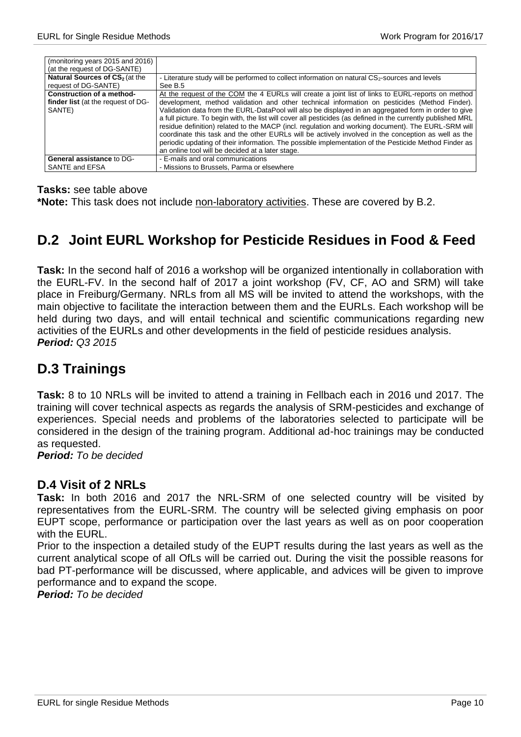| | |
|---|---|
| (monitoring years 2015 and 2016) (at the request of DG-SANTE) | |
| **Natural Sources of $CS_2$** (at the request of DG-SANTE) | - Literature study will be performed to collect information on natural $CS_2$-sources and levels See B.5 |
| **Construction of a method-finder list** (at the request of DG-SANTE) | At the request of the COM the 4 EURLs will create a joint list of links to EURL-reports on method development, method validation and other technical information on pesticides (Method Finder). Validation data from the EURL-DataPool will also be displayed in an aggregated form in order to give a full picture. To begin with, the list will cover all pesticides (as defined in the currently published MRL residue definition) related to the MACP (incl. regulation and working document). The EURL-SRM will coordinate this task and the other EURLs will be actively involved in the conception as well as the periodic updating of their information. The possible implementation of the Pesticide Method Finder as an online tool will be decided at a later stage. |
| **General assistance** to DG-SANTE and EFSA | - E-mails and oral communications<br>- Missions to Brussels, Parma or elsewhere |

**Tasks:** see table above

**\*Note:** This task does not include non-laboratory activities. These are covered by B.2.

## D.2 Joint EURL Workshop for Pesticide Residues in Food & Feed

**Task:** In the second half of 2016 a workshop will be organized intentionally in collaboration with the EURL-FV. In the second half of 2017 a joint workshop (FV, CF, AO and SRM) will take place in Freiburg/Germany. NRLs from all MS will be invited to attend the workshops, with the main objective to facilitate the interaction between them and the EURLs. Each workshop will be held during two days, and will entail technical and scientific communications regarding new activities of the EURLs and other developments in the field of pesticide residues analysis.
***Period:** Q3 2015*

## D.3 Trainings

**Task:** 8 to 10 NRLs will be invited to attend a training in Fellbach each in 2016 und 2017. The training will cover technical aspects as regards the analysis of SRM-pesticides and exchange of experiences. Special needs and problems of the laboratories selected to participate will be considered in the design of the training program. Additional ad-hoc trainings may be conducted as requested.
***Period:** To be decided*

### D.4 Visit of 2 NRLs

**Task:** In both 2016 and 2017 the NRL-SRM of one selected country will be visited by representatives from the EURL-SRM. The country will be selected giving emphasis on poor EUPT scope, performance or participation over the last years as well as on poor cooperation with the EURL.

Prior to the inspection a detailed study of the EUPT results during the last years as well as the current analytical scope of all OfLs will be carried out. During the visit the possible reasons for bad PT-performance will be discussed, where applicable, and advices will be given to improve performance and to expand the scope.
***Period:** To be decided*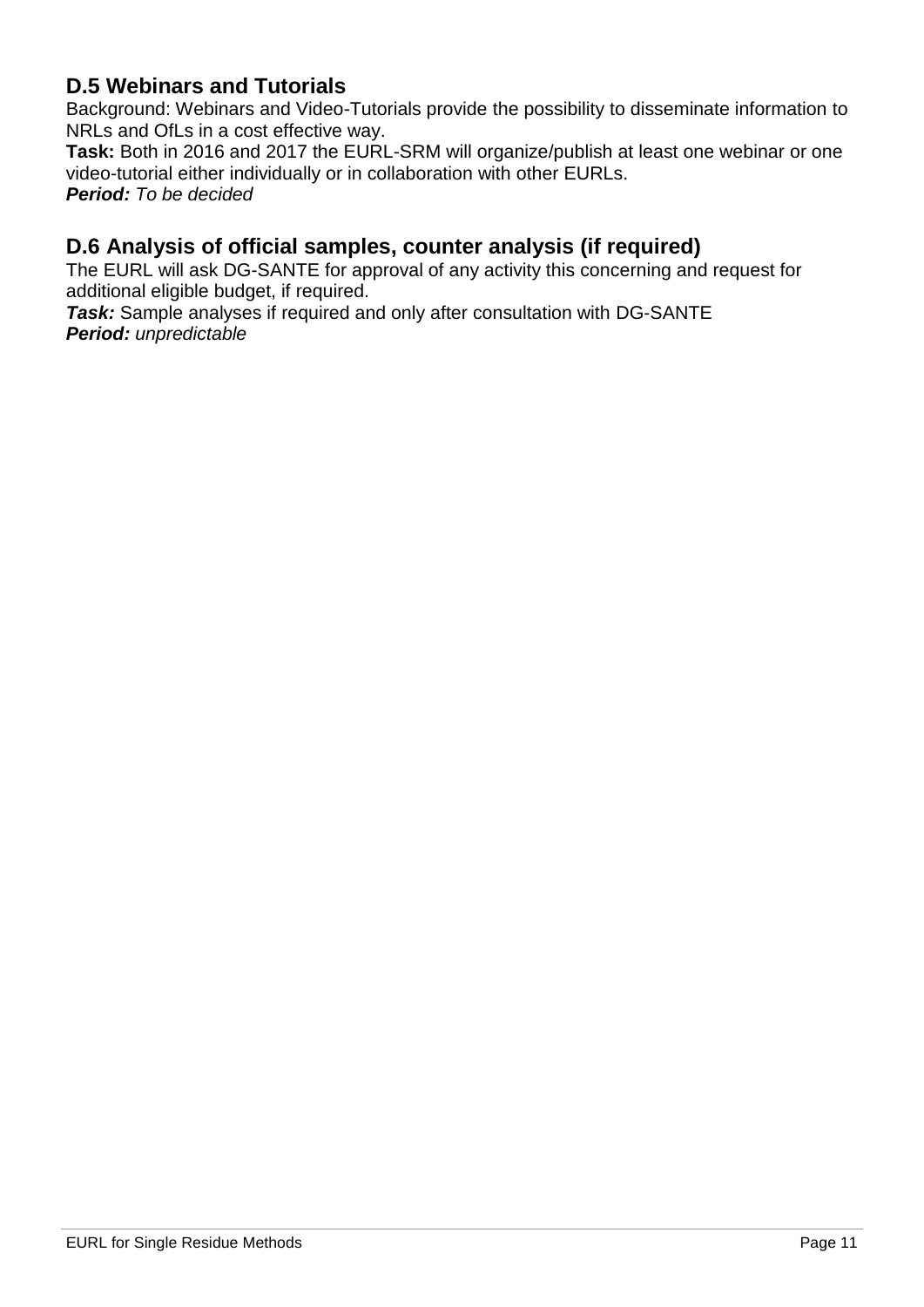## D.5 Webinars and Tutorials

Background: Webinars and Video-Tutorials provide the possibility to disseminate information to NRLs and OfLs in a cost effective way.

**Task:** Both in 2016 and 2017 the EURL-SRM will organize/publish at least one webinar or one video-tutorial either individually or in collaboration with other EURLs.

***Period:*** *To be decided*

## D.6 Analysis of official samples, counter analysis (if required)

The EURL will ask DG-SANTE for approval of any activity this concerning and request for additional eligible budget, if required.

***Task:*** Sample analyses if required and only after consultation with DG-SANTE

***Period:*** *unpredictable*